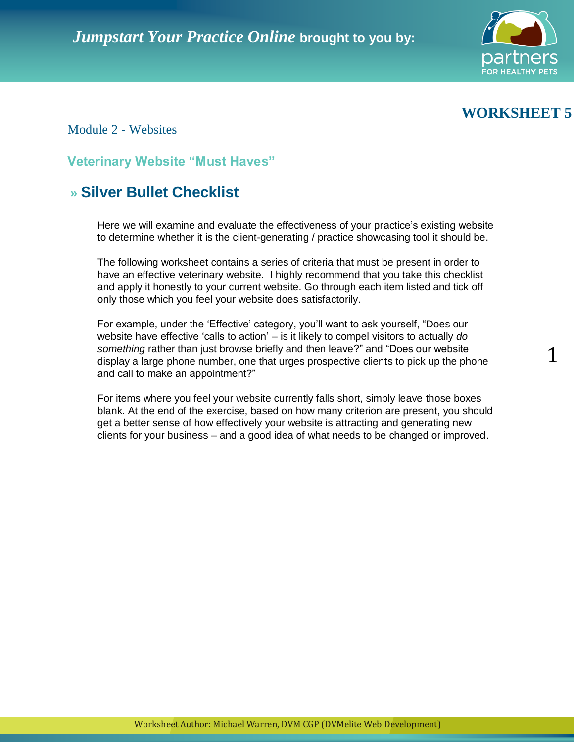**Jumpstart Your Practice Online** brought to you by:

# WORKSHEET 5

Module 2 - Websites

## Veterinary Website "Must Haves"

## » Silver Bullet Checklist

Here we will examine and evaluate the effectiveness of your practice's existing website to determine whether it is the client-generating / practice showcasing tool it should be.

The following worksheet contains a series of criteria that must be present in order to have an effective veterinary website. I highly recommend that you take this checklist and apply it honestly to your current website. Go through each item listed and tick off only those which you feel your website does satisfactorily.

For example, under the 'Effective' category, you'll want to ask yourself, "Does our website have effective 'calls to action' – is it likely to compel visitors to actually *do something* rather than just browse briefly and then leave?" and "Does our website display a large phone number, one that urges prospective clients to pick up the phone and call to make an appointment?"

For items where you feel your website currently falls short, simply leave those boxes blank. At the end of the exercise, based on how many criterion are present, you should get a better sense of how effectively your website is attracting and generating new clients for your business – and a good idea of what needs to be changed or improved.

Worksheet Author: Michael Warren, DVM CGP (DVMelite Web Development)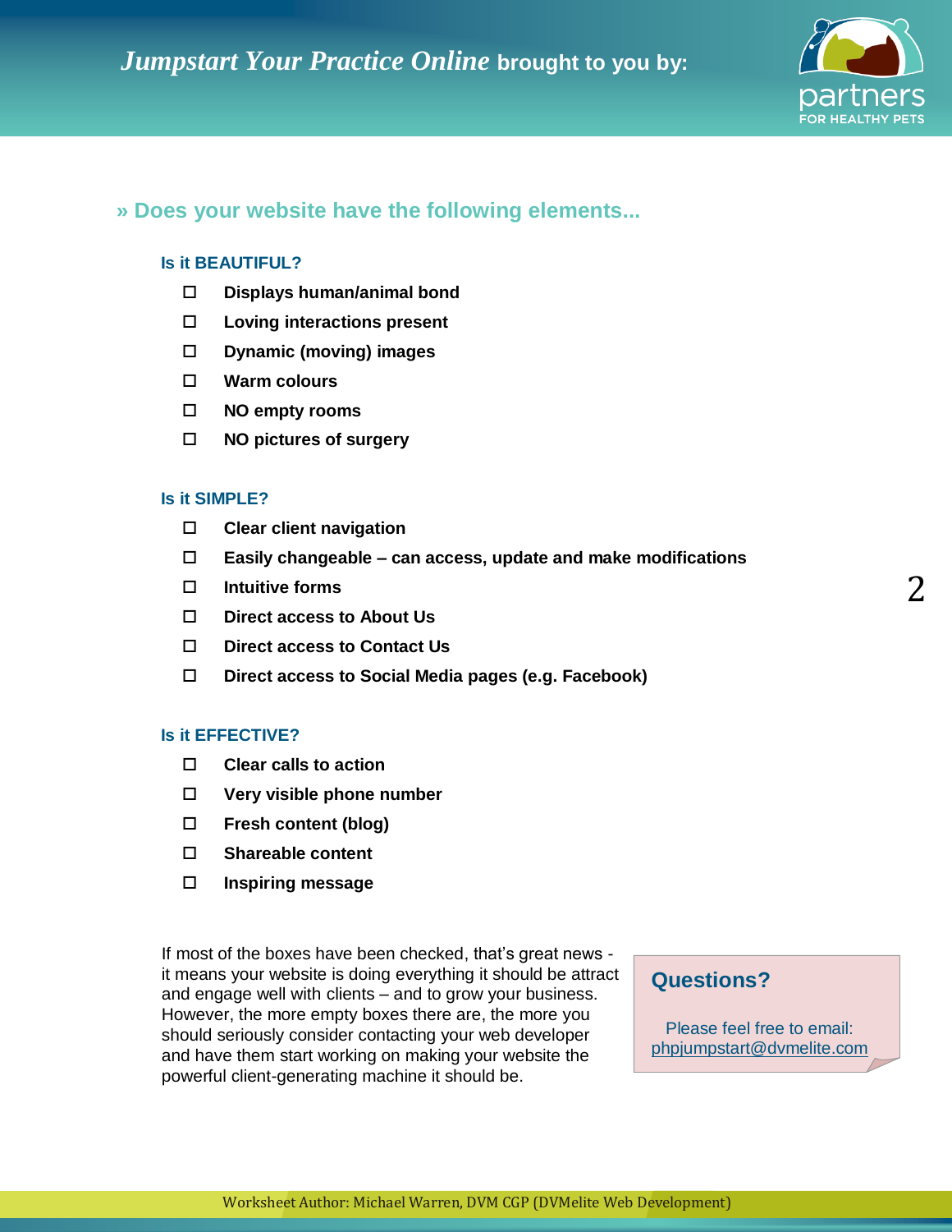## » Does your website have the following elements...

### Is it BEAUTIFUL?

- ☐ **Displays human/animal bond**
- ☐ **Loving interactions present**
- ☐ **Dynamic (moving) images**
- ☐ **Warm colours**
- ☐ **NO empty rooms**
- ☐ **NO pictures of surgery**

### Is it SIMPLE?

- ☐ **Clear client navigation**
- ☐ **Easily changeable – can access, update and make modifications**
- ☐ **Intuitive forms**
- ☐ **Direct access to About Us**
- ☐ **Direct access to Contact Us**
- ☐ **Direct access to Social Media pages (e.g. Facebook)**

### Is it EFFECTIVE?

- ☐ **Clear calls to action**
- ☐ **Very visible phone number**
- ☐ **Fresh content (blog)**
- ☐ **Shareable content**
- ☐ **Inspiring message**

If most of the boxes have been checked, that's great news - it means your website is doing everything it should be attract and engage well with clients – and to grow your business. However, the more empty boxes there are, the more you should seriously consider contacting your web developer and have them start working on making your website the powerful client-generating machine it should be.

**Questions?**

Please feel free to email: phpjumpstart@dvmelite.com

Worksheet Author: Michael Warren, DVM CGP (DVMelite Web Development)